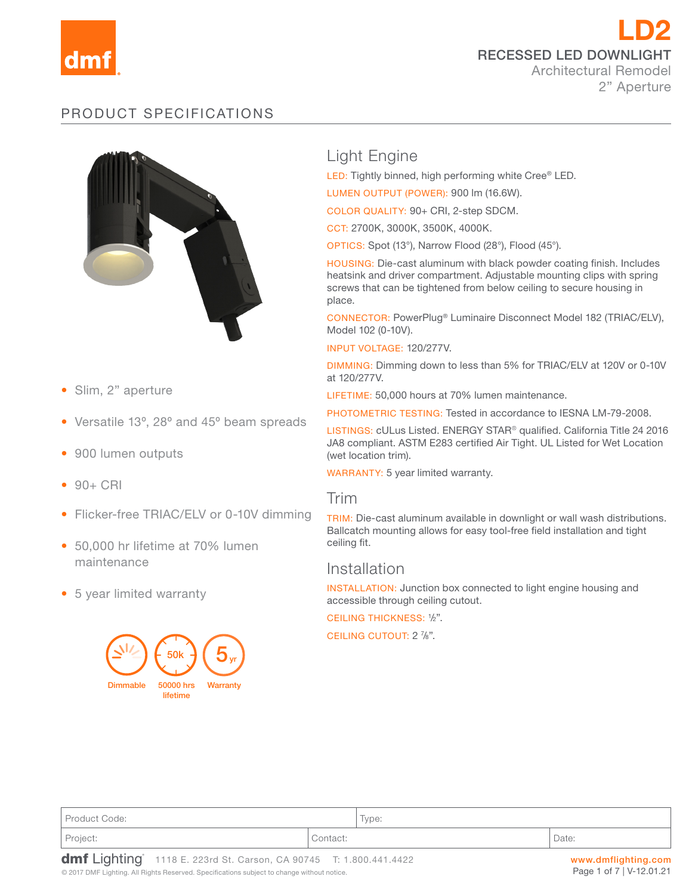dmf

# LD2

## RECESSED LED DOWNLIGHT

Architectural Remodel

2" Aperture

## PRODUCT SPECIFICATIONS

- Slim, 2" aperture
- Versatile 13°, 28° and 45° beam spreads
- 900 lumen outputs
- 90+ CRI
- Flicker-free TRIAC/ELV or 0-10V dimming
- 50,000 hr lifetime at 70% lumen maintenance
- 5 year limited warranty

Dimmable | 50000 hrs lifetime | 5 yr Warranty

### Light Engine

LED: Tightly binned, high performing white Cree® LED.

LUMEN OUTPUT (POWER): 900 lm (16.6W).

COLOR QUALITY: 90+ CRI, 2-step SDCM.

CCT: 2700K, 3000K, 3500K, 4000K.

OPTICS: Spot (13°), Narrow Flood (28°), Flood (45°).

HOUSING: Die-cast aluminum with black powder coating finish. Includes heatsink and driver compartment. Adjustable mounting clips with spring screws that can be tightened from below ceiling to secure housing in place.

CONNECTOR: PowerPlug® Luminaire Disconnect Model 182 (TRIAC/ELV), Model 102 (0-10V).

INPUT VOLTAGE: 120/277V.

DIMMING: Dimming down to less than 5% for TRIAC/ELV at 120V or 0-10V at 120/277V.

LIFETIME: 50,000 hours at 70% lumen maintenance.

PHOTOMETRIC TESTING: Tested in accordance to IESNA LM-79-2008.

LISTINGS: cULus Listed. ENERGY STAR® qualified. California Title 24 2016 JA8 compliant. ASTM E283 certified Air Tight. UL Listed for Wet Location (wet location trim).

WARRANTY: 5 year limited warranty.

### Trim

TRIM: Die-cast aluminum available in downlight or wall wash distributions. Ballcatch mounting allows for easy tool-free field installation and tight ceiling fit.

### Installation

INSTALLATION: Junction box connected to light engine housing and accessible through ceiling cutout.

CEILING THICKNESS: ½".

CEILING CUTOUT: 2 ⅞".

| Product Code: | | Type: |
|---|---|---|
| Project: | Contact: | Date: |

dmf Lighting® 1118 E. 223rd St. Carson, CA 90745 T: 1.800.441.4422 www.dmflighting.com

© 2017 DMF Lighting. All Rights Reserved. Specifications subject to change without notice. V-12.01.21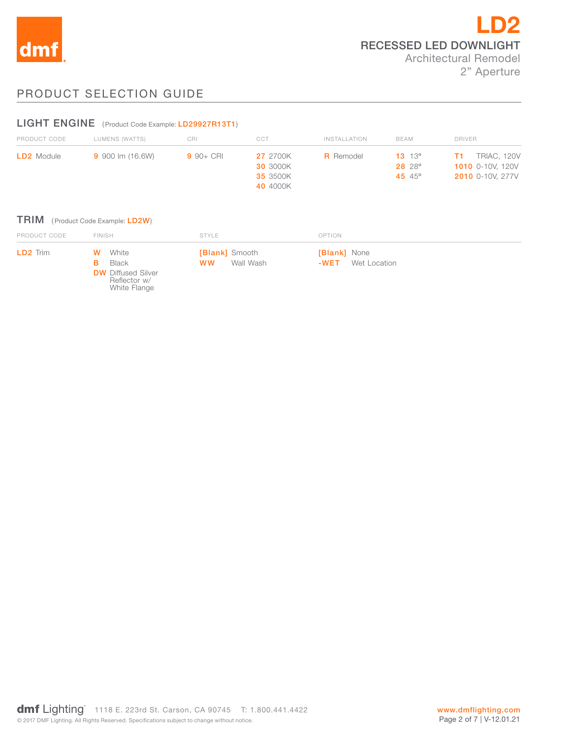# LD2

## RECESSED LED DOWNLIGHT

Architectural Remodel

2" Aperture

## PRODUCT SELECTION GUIDE

### LIGHT ENGINE (Product Code Example: LD29927R13T1)

| PRODUCT CODE | LUMENS (WATTS) | CRI | CCT | INSTALLATION | BEAM | DRIVER |
|---|---|---|---|---|---|---|
| **LD2** Module | **9** 900 lm (16.6W) | **9** 90+ CRI | **27** 2700K | **R** Remodel | **13** 13° | **T1** TRIAC, 120V |
| | | | **30** 3000K | | **28** 28° | **1010** 0-10V, 120V |
| | | | **35** 3500K | | **45** 45° | **2010** 0-10V, 277V |
| | | | **40** 4000K | | | |

### TRIM (Product Code Example: LD2W)

| PRODUCT CODE | FINISH | STYLE | OPTION |
|---|---|---|---|
| **LD2** Trim | **W** White | **[Blank]** Smooth | **[Blank]** None |
| | **B** Black | **WW** Wall Wash | **-WET** Wet Location |
| | **DW** Diffused Silver Reflector w/ White Flange | | |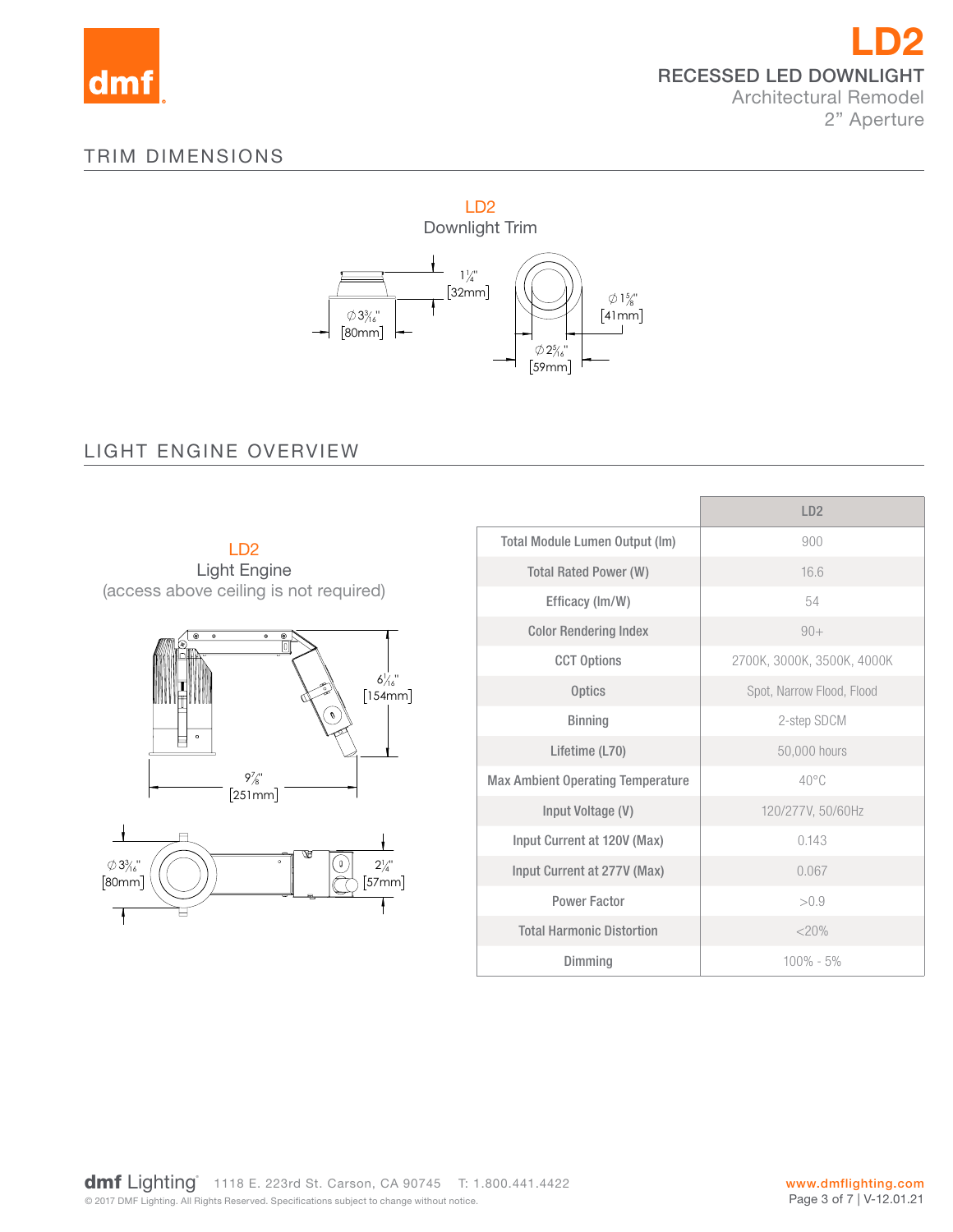# LD2

## RECESSED LED DOWNLIGHT

Architectural Remodel

2” Aperture

## TRIM DIMENSIONS

LD2

Downlight Trim

1¼" [32mm]

∅ 3³⁄₁₆" [80mm]

∅ 1⅝" [41mm]

∅ 2⁵⁄₁₆" [59mm]

## LIGHT ENGINE OVERVIEW

LD2

Light Engine

(access above ceiling is not required)

6¹⁄₁₆" [154mm]

9⅞" [251mm]

∅ 3³⁄₁₆" [80mm]

2¼" [57mm]

| | LD2 |
|---|---|
| Total Module Lumen Output (lm) | 900 |
| Total Rated Power (W) | 16.6 |
| Efficacy (lm/W) | 54 |
| Color Rendering Index | 90+ |
| CCT Options | 2700K, 3000K, 3500K, 4000K |
| Optics | Spot, Narrow Flood, Flood |
| Binning | 2-step SDCM |
| Lifetime (L70) | 50,000 hours |
| Max Ambient Operating Temperature | 40°C |
| Input Voltage (V) | 120/277V, 50/60Hz |
| Input Current at 120V (Max) | 0.143 |
| Input Current at 277V (Max) | 0.067 |
| Power Factor | >0.9 |
| Total Harmonic Distortion | <20% |
| Dimming | 100% - 5% |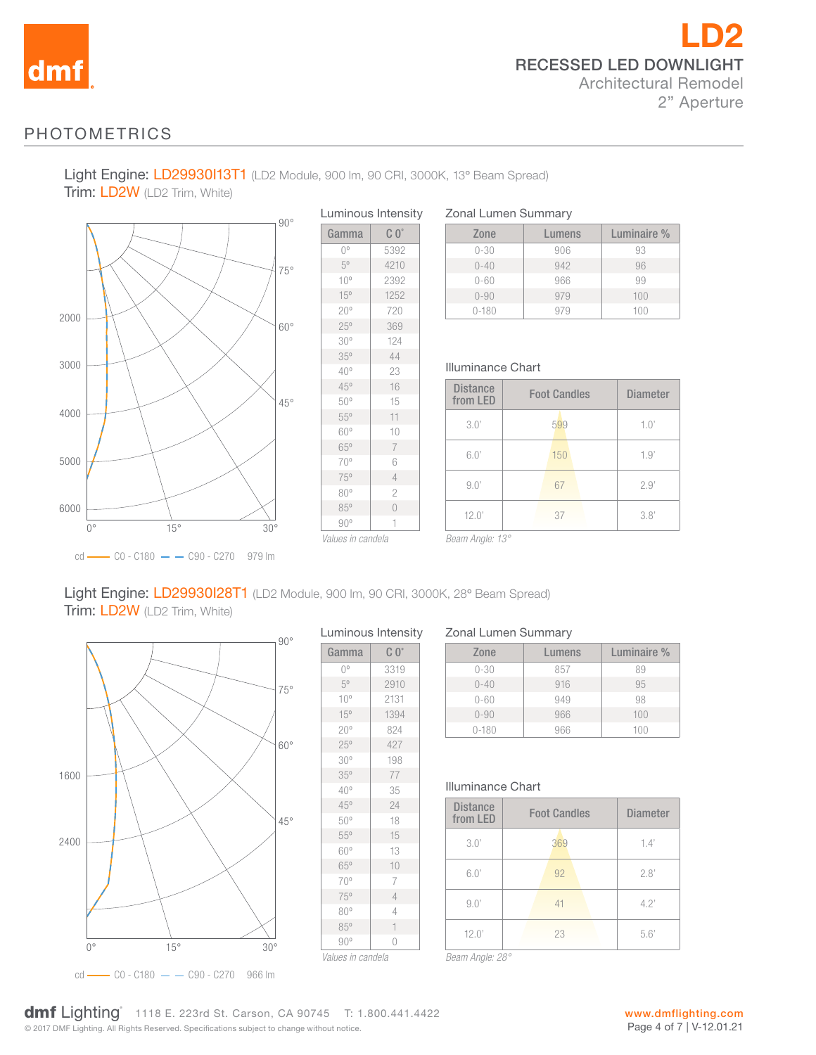# LD2

## RECESSED LED DOWNLIGHT

Architectural Remodel
2" Aperture

## PHOTOMETRICS

### Light Engine: LD29930I13T1 (LD2 Module, 900 lm, 90 CRI, 3000K, 13° Beam Spread)
### Trim: LD2W (LD2 Trim, White)

cd —— C0 - C180 — — C90 - C270 979 lm

**Luminous Intensity**

| Gamma | C 0° |
|---|---|
| 0° | 5392 |
| 5° | 4210 |
| 10° | 2392 |
| 15° | 1252 |
| 20° | 720 |
| 25° | 369 |
| 30° | 124 |
| 35° | 44 |
| 40° | 23 |
| 45° | 16 |
| 50° | 15 |
| 55° | 11 |
| 60° | 10 |
| 65° | 7 |
| 70° | 6 |
| 75° | 4 |
| 80° | 2 |
| 85° | 0 |
| 90° | 1 |

*Values in candela*

**Zonal Lumen Summary**

| Zone | Lumens | Luminaire % |
|---|---|---|
| 0-30 | 906 | 93 |
| 0-40 | 942 | 96 |
| 0-60 | 966 | 99 |
| 0-90 | 979 | 100 |
| 0-180 | 979 | 100 |

**Illuminance Chart**

| Distance from LED | Foot Candles | Diameter |
|---|---|---|
| 3.0' | 599 | 1.0' |
| 6.0' | 150 | 1.9' |
| 9.0' | 67 | 2.9' |
| 12.0' | 37 | 3.8' |

*Beam Angle: 13°*

### Light Engine: LD29930I28T1 (LD2 Module, 900 lm, 90 CRI, 3000K, 28° Beam Spread)
### Trim: LD2W (LD2 Trim, White)

cd —— C0 - C180 — — C90 - C270 966 lm

**Luminous Intensity**

| Gamma | C 0° |
|---|---|
| 0° | 3319 |
| 5° | 2910 |
| 10° | 2131 |
| 15° | 1394 |
| 20° | 824 |
| 25° | 427 |
| 30° | 198 |
| 35° | 77 |
| 40° | 35 |
| 45° | 24 |
| 50° | 18 |
| 55° | 15 |
| 60° | 13 |
| 65° | 10 |
| 70° | 7 |
| 75° | 4 |
| 80° | 4 |
| 85° | 1 |
| 90° | 0 |

*Values in candela*

**Zonal Lumen Summary**

| Zone | Lumens | Luminaire % |
|---|---|---|
| 0-30 | 857 | 89 |
| 0-40 | 916 | 95 |
| 0-60 | 949 | 98 |
| 0-90 | 966 | 100 |
| 0-180 | 966 | 100 |

**Illuminance Chart**

| Distance from LED | Foot Candles | Diameter |
|---|---|---|
| 3.0' | 369 | 1.4' |
| 6.0' | 92 | 2.8' |
| 9.0' | 41 | 4.2' |
| 12.0' | 23 | 5.6' |

*Beam Angle: 28°*

dmf Lighting 1118 E. 223rd St. Carson, CA 90745 T: 1.800.441.4422 www.dmflighting.com

© 2017 DMF Lighting. All Rights Reserved. Specifications subject to change without notice. V-12.01.21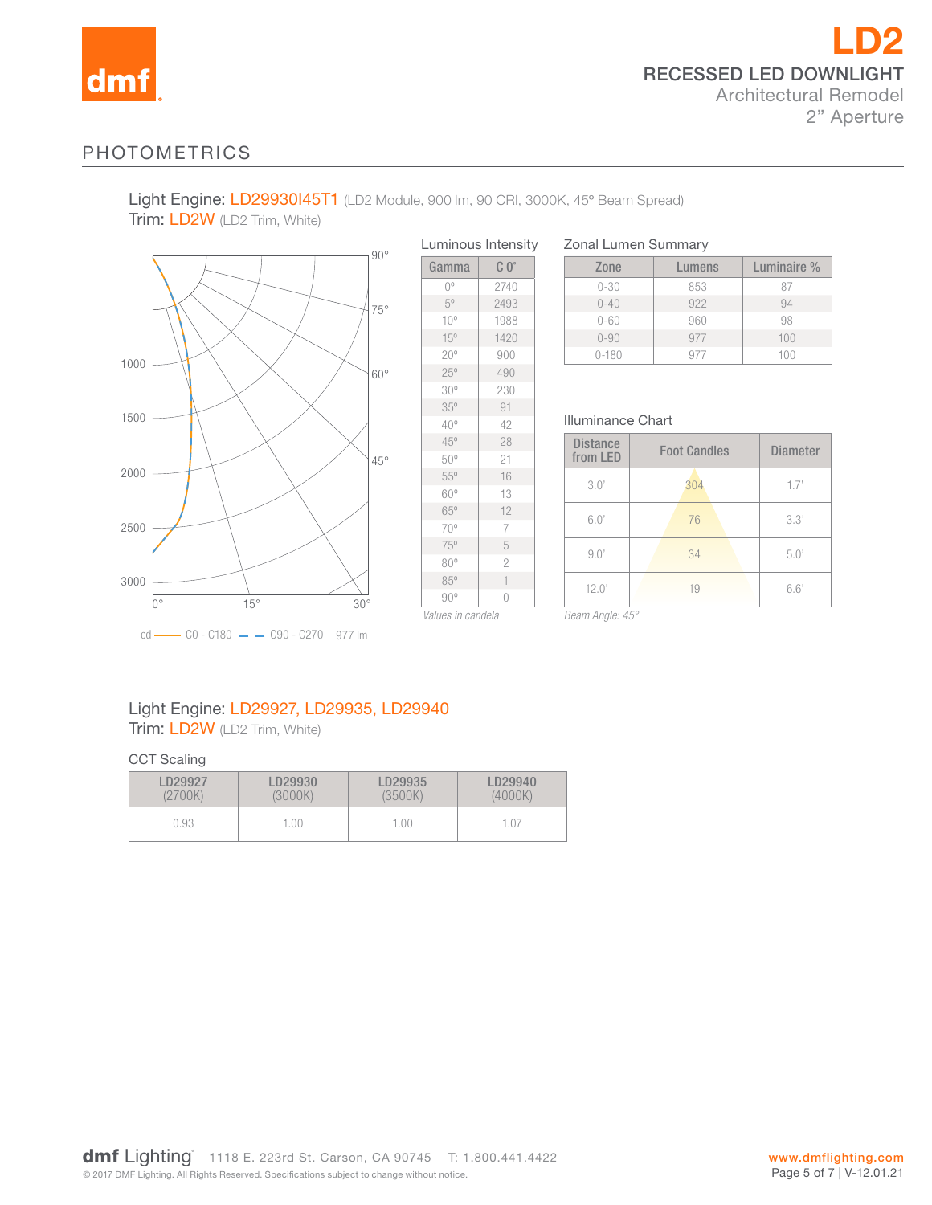# LD2

## RECESSED LED DOWNLIGHT

Architectural Remodel

2" Aperture

## PHOTOMETRICS

Light Engine: LD29930I45T1 (LD2 Module, 900 lm, 90 CRI, 3000K, 45° Beam Spread)
Trim: LD2W (LD2 Trim, White)

cd —— C0 - C180 – – C90 - C270 977 lm

### Luminous Intensity

| Gamma | C 0° |
|---|---|
| 0° | 2740 |
| 5° | 2493 |
| 10° | 1988 |
| 15° | 1420 |
| 20° | 900 |
| 25° | 490 |
| 30° | 230 |
| 35° | 91 |
| 40° | 42 |
| 45° | 28 |
| 50° | 21 |
| 55° | 16 |
| 60° | 13 |
| 65° | 12 |
| 70° | 7 |
| 75° | 5 |
| 80° | 2 |
| 85° | 1 |
| 90° | 0 |

*Values in candela*

### Zonal Lumen Summary

| Zone | Lumens | Luminaire % |
|---|---|---|
| 0-30 | 853 | 87 |
| 0-40 | 922 | 94 |
| 0-60 | 960 | 98 |
| 0-90 | 977 | 100 |
| 0-180 | 977 | 100 |

### Illuminance Chart

| Distance from LED | Foot Candles | Diameter |
|---|---|---|
| 3.0' | 304 | 1.7' |
| 6.0' | 76 | 3.3' |
| 9.0' | 34 | 5.0' |
| 12.0' | 19 | 6.6' |

*Beam Angle: 45°*

Light Engine: LD29927, LD29935, LD29940
Trim: LD2W (LD2 Trim, White)

### CCT Scaling

| LD29927 (2700K) | LD29930 (3000K) | LD29935 (3500K) | LD29940 (4000K) |
|---|---|---|---|
| 0.93 | 1.00 | 1.00 | 1.07 |

dmf Lighting 1118 E. 223rd St. Carson, CA 90745 T: 1.800.441.4422 www.dmflighting.com

© 2017 DMF Lighting. All Rights Reserved. Specifications subject to change without notice. V-12.01.21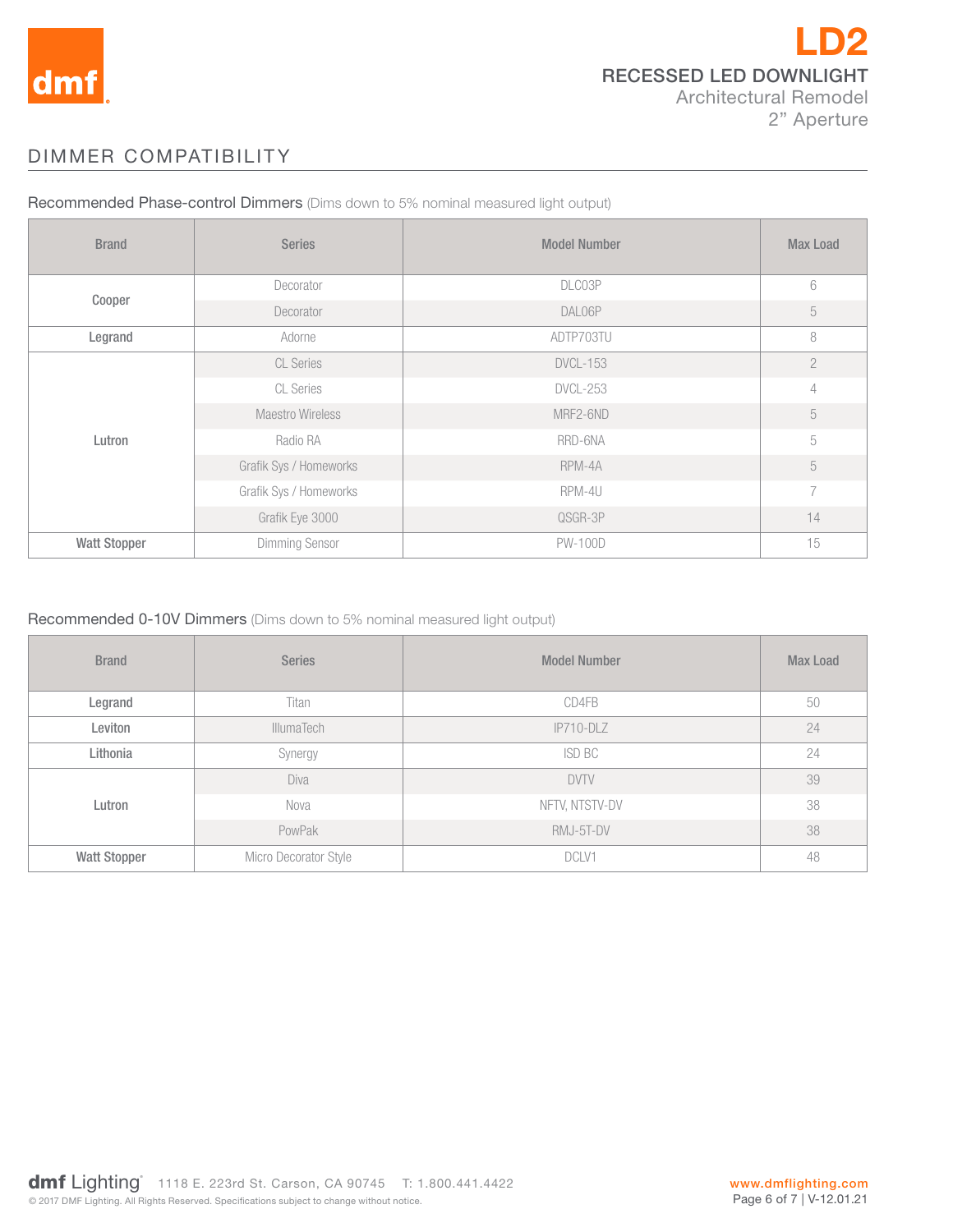# LD2

## RECESSED LED DOWNLIGHT

Architectural Remodel
2" Aperture

## DIMMER COMPATIBILITY

### Recommended Phase-control Dimmers (Dims down to 5% nominal measured light output)

| Brand | Series | Model Number | Max Load |
|---|---|---|---|
| Cooper | Decorator | DLC03P | 6 |
| | Decorator | DAL06P | 5 |
| Legrand | Adorne | ADTP703TU | 8 |
| Lutron | CL Series | DVCL-153 | 2 |
| | CL Series | DVCL-253 | 4 |
| | Maestro Wireless | MRF2-6ND | 5 |
| | Radio RA | RRD-6NA | 5 |
| | Grafik Sys / Homeworks | RPM-4A | 5 |
| | Grafik Sys / Homeworks | RPM-4U | 7 |
| | Grafik Eye 3000 | QSGR-3P | 14 |
| Watt Stopper | Dimming Sensor | PW-100D | 15 |

### Recommended 0-10V Dimmers (Dims down to 5% nominal measured light output)

| Brand | Series | Model Number | Max Load |
|---|---|---|---|
| Legrand | Titan | CD4FB | 50 |
| Leviton | IllumaTech | IP710-DLZ | 24 |
| Lithonia | Synergy | ISD BC | 24 |
| Lutron | Diva | DVTV | 39 |
| | Nova | NFTV, NTSTV-DV | 38 |
| | PowPak | RMJ-5T-DV | 38 |
| Watt Stopper | Micro Decorator Style | DCLV1 | 48 |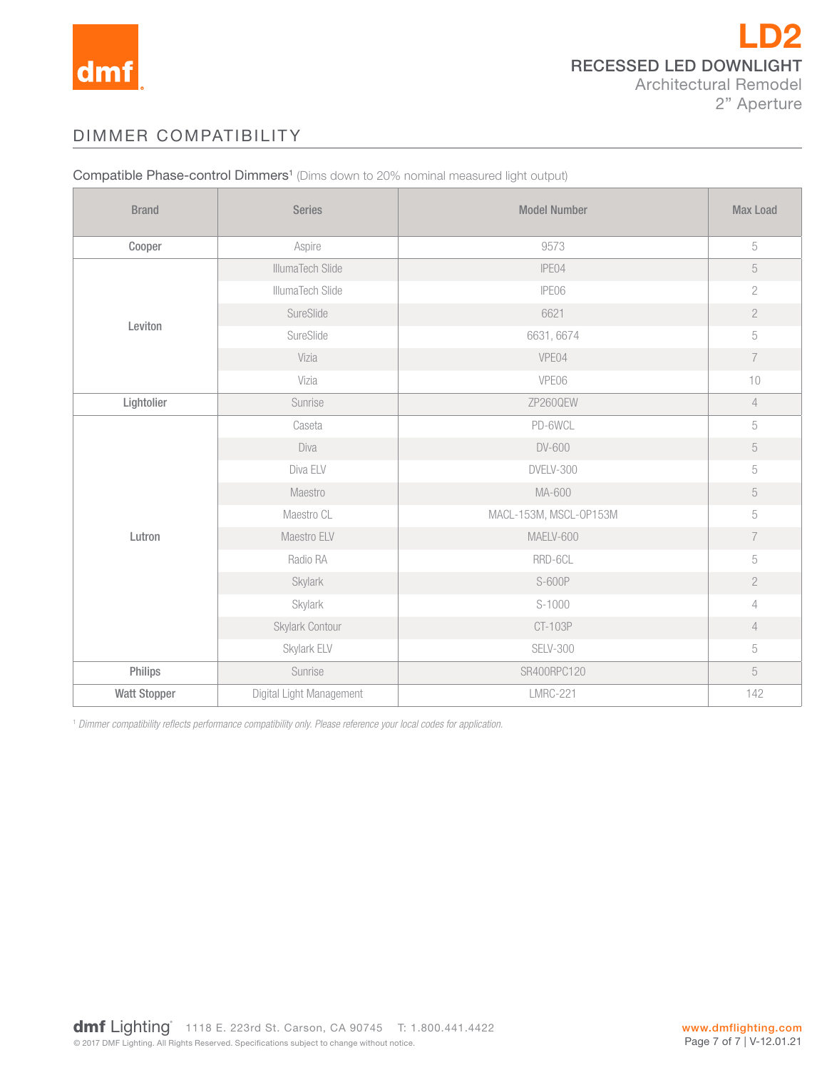# LD2

## RECESSED LED DOWNLIGHT

Architectural Remodel
2" Aperture

## DIMMER COMPATIBILITY

Compatible Phase-control Dimmers[1] (Dims down to 20% nominal measured light output)

| Brand | Series | Model Number | Max Load |
|---|---|---|---|
| Cooper | Aspire | 9573 | 5 |
| Leviton | IllumaTech Slide | IPE04 | 5 |
| | IllumaTech Slide | IPE06 | 2 |
| | SureSlide | 6621 | 2 |
| | SureSlide | 6631, 6674 | 5 |
| | Vizia | VPE04 | 7 |
| | Vizia | VPE06 | 10 |
| Lightolier | Sunrise | ZP260QEW | 4 |
| Lutron | Caseta | PD-6WCL | 5 |
| | Diva | DV-600 | 5 |
| | Diva ELV | DVELV-300 | 5 |
| | Maestro | MA-600 | 5 |
| | Maestro CL | MACL-153M, MSCL-OP153M | 5 |
| | Maestro ELV | MAELV-600 | 7 |
| | Radio RA | RRD-6CL | 5 |
| | Skylark | S-600P | 2 |
| | Skylark | S-1000 | 4 |
| | Skylark Contour | CT-103P | 4 |
| | Skylark ELV | SELV-300 | 5 |
| Philips | Sunrise | SR400RPC120 | 5 |
| Watt Stopper | Digital Light Management | LMRC-221 | 142 |

[1] *Dimmer compatibility reflects performance compatibility only. Please reference your local codes for application.*